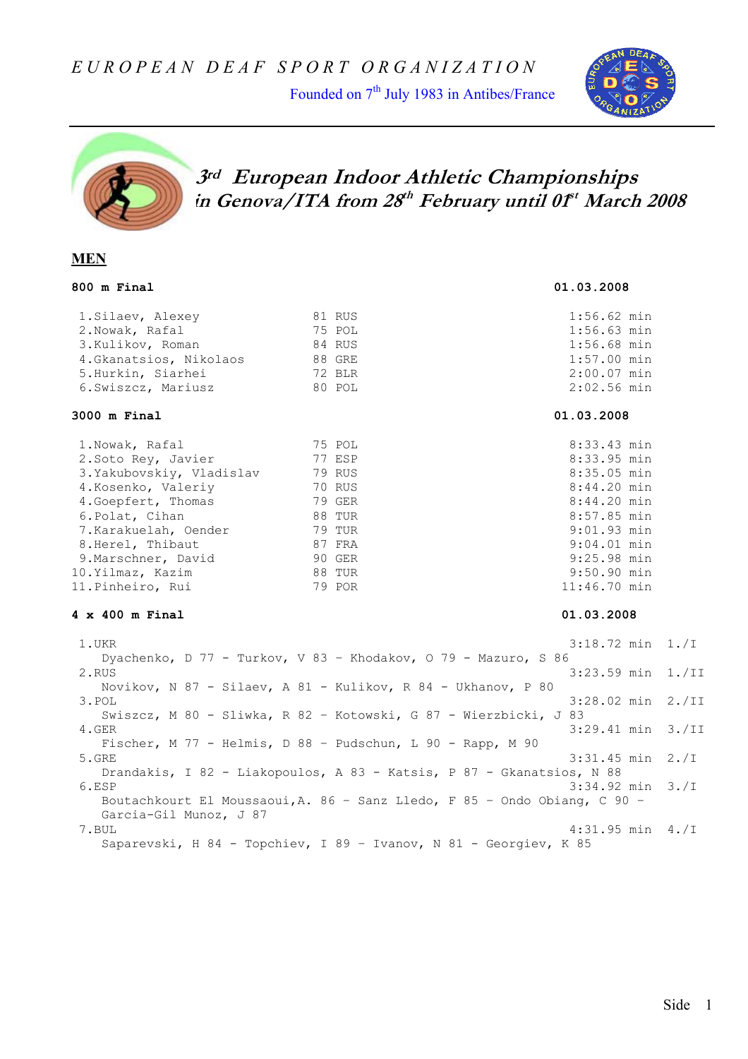E U R O P E A N   D E A F   S P O R T   O R G A N I Z A T I O N

Founded on 7th July 1983 in Antibes/France

# 3rd European Indoor Athletic Championships in Genova/ITA from 28th February until 01st March 2008

## MEN

### 800 m Final — 01.03.2008

| Pos | Name | Year | Nation | Time |
|---|---|---|---|---|
| 1. | Silaev, Alexey | 81 | RUS | 1:56.62 min |
| 2. | Nowak, Rafal | 75 | POL | 1:56.63 min |
| 3. | Kulikov, Roman | 84 | RUS | 1:56.68 min |
| 4. | Gkanatsios, Nikolaos | 88 | GRE | 1:57.00 min |
| 5. | Hurkin, Siarhei | 72 | BLR | 2:00.07 min |
| 6. | Swiszcz, Mariusz | 80 | POL | 2:02.56 min |

### 3000 m Final — 01.03.2008

| Pos | Name | Year | Nation | Time |
|---|---|---|---|---|
| 1. | Nowak, Rafal | 75 | POL | 8:33.43 min |
| 2. | Soto Rey, Javier | 77 | ESP | 8:33.95 min |
| 3. | Yakubovskiy, Vladislav | 79 | RUS | 8:35.05 min |
| 4. | Kosenko, Valeriy | 70 | RUS | 8:44.20 min |
| 4. | Goepfert, Thomas | 79 | GER | 8:44.20 min |
| 6. | Polat, Cihan | 88 | TUR | 8:57.85 min |
| 7. | Karakuelah, Oender | 79 | TUR | 9:01.93 min |
| 8. | Herel, Thibaut | 87 | FRA | 9:04.01 min |
| 9. | Marschner, David | 90 | GER | 9:25.98 min |
| 10. | Yilmaz, Kazim | 88 | TUR | 9:50.90 min |
| 11. | Pinheiro, Rui | 79 | POR | 11:46.70 min |

### 4 x 400 m Final — 01.03.2008

1. UKR — 3:18.72 min — 1./I
   Dyachenko, D 77 - Turkov, V 83 – Khodakov, O 79 - Mazuro, S 86
2. RUS — 3:23.59 min — 1./II
   Novikov, N 87 - Silaev, A 81 - Kulikov, R 84 - Ukhanov, P 80
3. POL — 3:28.02 min — 2./II
   Swiszcz, M 80 - Sliwka, R 82 – Kotowski, G 87 - Wierzbicki, J 83
4. GER — 3:29.41 min — 3./II
   Fischer, M 77 - Helmis, D 88 – Pudschun, L 90 - Rapp, M 90
5. GRE — 3:31.45 min — 2./I
   Drandakis, I 82 - Liakopoulos, A 83 - Katsis, P 87 - Gkanatsios, N 88
6. ESP — 3:34.92 min — 3./I
   Boutachkourt El Moussaoui,A. 86 – Sanz Lledo, F 85 – Ondo Obiang, C 90 – Garcia-Gil Munoz, J 87
7. BUL — 4:31.95 min — 4./I
   Saparevski, H 84 - Topchiev, I 89 – Ivanov, N 81 - Georgiev, K 85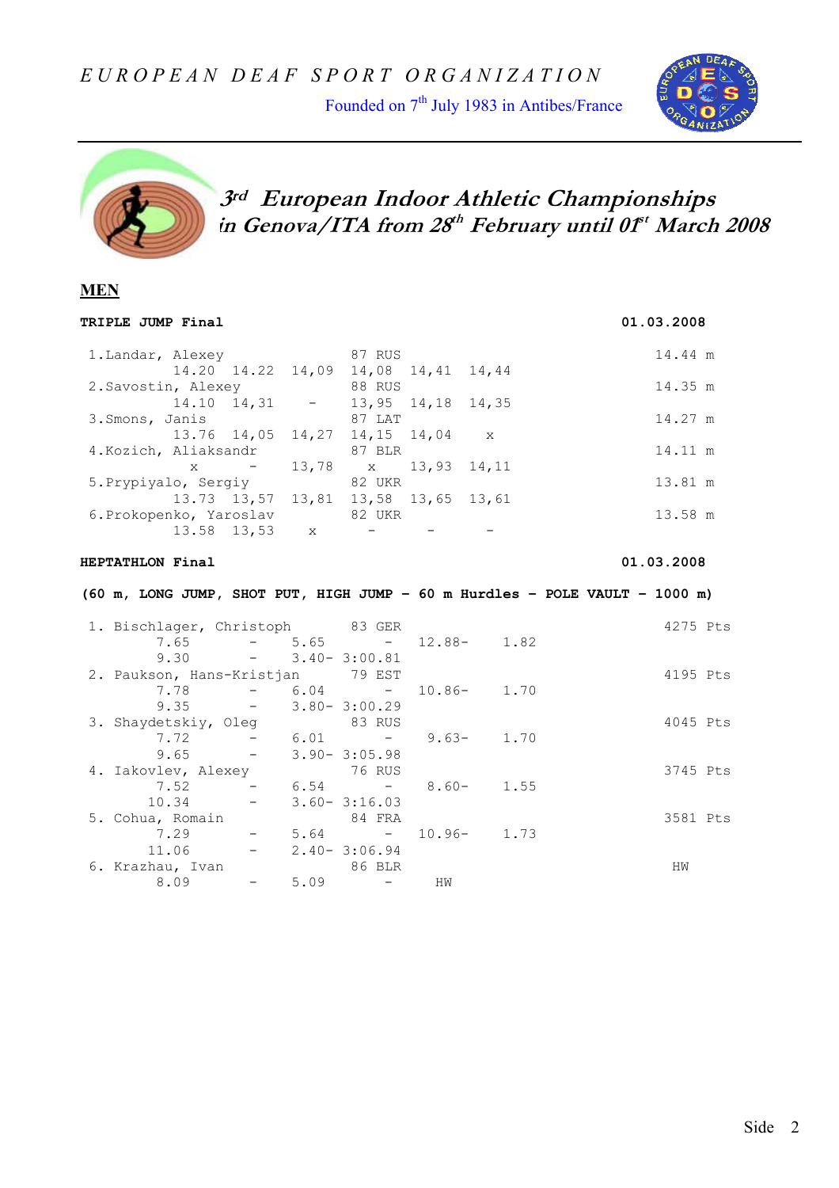*EUROPEAN DEAF SPORT ORGANIZATION*

Founded on 7th July 1983 in Antibes/France

## *3rd European Indoor Athletic Championships in Genova/ITA from 28th February until 01st March 2008*

## MEN

**TRIPLE JUMP Final** — 01.03.2008

```
 1.Landar, Alexey              87 RUS                          14.44 m
           14.20  14.22  14,09  14,08  14,41  14,44
 2.Savostin, Alexey            88 RUS                          14.35 m
           14.10  14,31    -    13,95  14,18  14,35
 3.Smons, Janis                87 LAT                          14.27 m
           13.76  14,05  14,27  14,15  14,04    x
 4.Kozich, Aliaksandr          87 BLR                          14.11 m
             x      -    13,78    x    13,93  14,11
 5.Prypiyalo, Sergiy           82 UKR                          13.81 m
           13.73  13,57  13,81  13,58  13,65  13,61
 6.Prokopenko, Yaroslav        82 UKR                          13.58 m
           13.58  13,53    x      -      -      -
```

**HEPTATHLON Final** — 01.03.2008

**(60 m, LONG JUMP, SHOT PUT, HIGH JUMP – 60 m Hurdles – POLE VAULT – 1000 m)**

```
 1. Bischlager, Christoph       83 GER                            4275 Pts
         7.65      -    5.65      -    12.88-    1.82
         9.30      -    3.40- 3:00.81
 2. Paukson, Hans-Kristjan      79 EST                            4195 Pts
         7.78      -    6.04      -    10.86-    1.70
         9.35      -    3.80- 3:00.29
 3. Shaydetskiy, Oleg           83 RUS                            4045 Pts
         7.72      -    6.01      -     9.63-    1.70
         9.65      -    3.90- 3:05.98
 4. Iakovlev, Alexey            76 RUS                            3745 Pts
         7.52      -    6.54      -     8.60-    1.55
        10.34      -    3.60- 3:16.03
 5. Cohua, Romain               84 FRA                            3581 Pts
         7.29      -    5.64      -    10.96-    1.73
        11.06      -    2.40- 3:06.94
 6. Krazhau, Ivan               86 BLR                              HW
         8.09      -    5.09      -      HW
```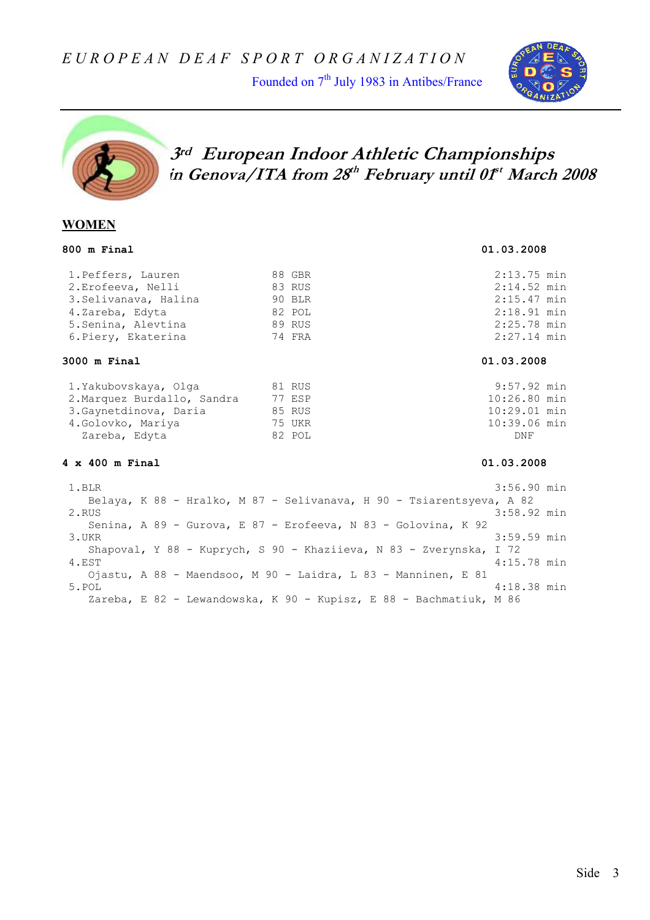# EUROPEAN DEAF SPORT ORGANIZATION

Founded on 7th July 1983 in Antibes/France

## *3rd European Indoor Athletic Championships in Genova/ITA from 28th February until 01st March 2008*

## WOMEN

### 800 m Final — 01.03.2008

| Place | Name | Year | Nation | Result |
|---|---|---|---|---|
| 1. | Peffers, Lauren | 88 | GBR | 2:13.75 min |
| 2. | Erofeeva, Nelli | 83 | RUS | 2:14.52 min |
| 3. | Selivanava, Halina | 90 | BLR | 2:15.47 min |
| 4. | Zareba, Edyta | 82 | POL | 2:18.91 min |
| 5. | Senina, Alevtina | 89 | RUS | 2:25.78 min |
| 6. | Piery, Ekaterina | 74 | FRA | 2:27.14 min |

### 3000 m Final — 01.03.2008

| Place | Name | Year | Nation | Result |
|---|---|---|---|---|
| 1. | Yakubovskaya, Olga | 81 | RUS | 9:57.92 min |
| 2. | Marquez Burdallo, Sandra | 77 | ESP | 10:26.80 min |
| 3. | Gaynetdinova, Daria | 85 | RUS | 10:29.01 min |
| 4. | Golovko, Mariya | 75 | UKR | 10:39.06 min |
| | Zareba, Edyta | 82 | POL | DNF |

### 4 x 400 m Final — 01.03.2008

| Place | Team | Result |
|---|---|---|
| 1. | BLR | 3:56.90 min |
| | Belaya, K 88 - Hralko, M 87 - Selivanava, H 90 - Tsiarentsyeva, A 82 | |
| 2. | RUS | 3:58.92 min |
| | Senina, A 89 - Gurova, E 87 - Erofeeva, N 83 - Golovina, K 92 | |
| 3. | UKR | 3:59.59 min |
| | Shapoval, Y 88 - Kuprych, S 90 - Khaziieva, N 83 - Zverynska, I 72 | |
| 4. | EST | 4:15.78 min |
| | Ojastu, A 88 - Maendsoo, M 90 - Laidra, L 83 - Manninen, E 81 | |
| 5. | POL | 4:18.38 min |
| | Zareba, E 82 - Lewandowska, K 90 - Kupisz, E 88 - Bachmatiuk, M 86 | |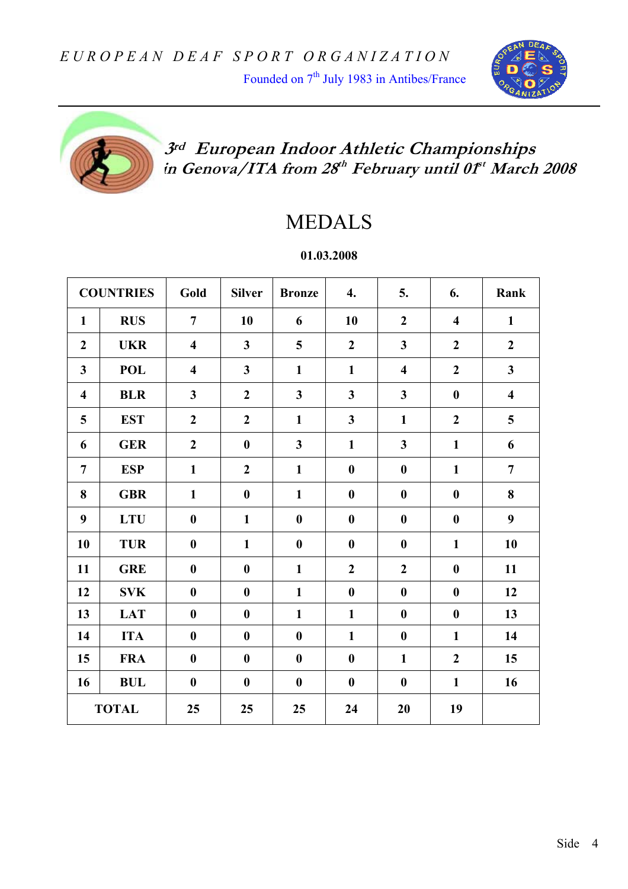EUROPEAN DEAF SPORT ORGANIZATION

Founded on 7th July 1983 in Antibes/France

## 3rd European Indoor Athletic Championships in Genova/ITA from 28th February until 01st March 2008

# MEDALS

**01.03.2008**

| COUNTRIES | | Gold | Silver | Bronze | 4. | 5. | 6. | Rank |
|---|---|---|---|---|---|---|---|---|
| 1 | RUS | 7 | 10 | 6 | 10 | 2 | 4 | 1 |
| 2 | UKR | 4 | 3 | 5 | 2 | 3 | 2 | 2 |
| 3 | POL | 4 | 3 | 1 | 1 | 4 | 2 | 3 |
| 4 | BLR | 3 | 2 | 3 | 3 | 3 | 0 | 4 |
| 5 | EST | 2 | 2 | 1 | 3 | 1 | 2 | 5 |
| 6 | GER | 2 | 0 | 3 | 1 | 3 | 1 | 6 |
| 7 | ESP | 1 | 2 | 1 | 0 | 0 | 1 | 7 |
| 8 | GBR | 1 | 0 | 1 | 0 | 0 | 0 | 8 |
| 9 | LTU | 0 | 1 | 0 | 0 | 0 | 0 | 9 |
| 10 | TUR | 0 | 1 | 0 | 0 | 0 | 1 | 10 |
| 11 | GRE | 0 | 0 | 1 | 2 | 2 | 0 | 11 |
| 12 | SVK | 0 | 0 | 1 | 0 | 0 | 0 | 12 |
| 13 | LAT | 0 | 0 | 1 | 1 | 0 | 0 | 13 |
| 14 | ITA | 0 | 0 | 0 | 1 | 0 | 1 | 14 |
| 15 | FRA | 0 | 0 | 0 | 0 | 1 | 2 | 15 |
| 16 | BUL | 0 | 0 | 0 | 0 | 0 | 1 | 16 |
| TOTAL | | 25 | 25 | 25 | 24 | 20 | 19 | |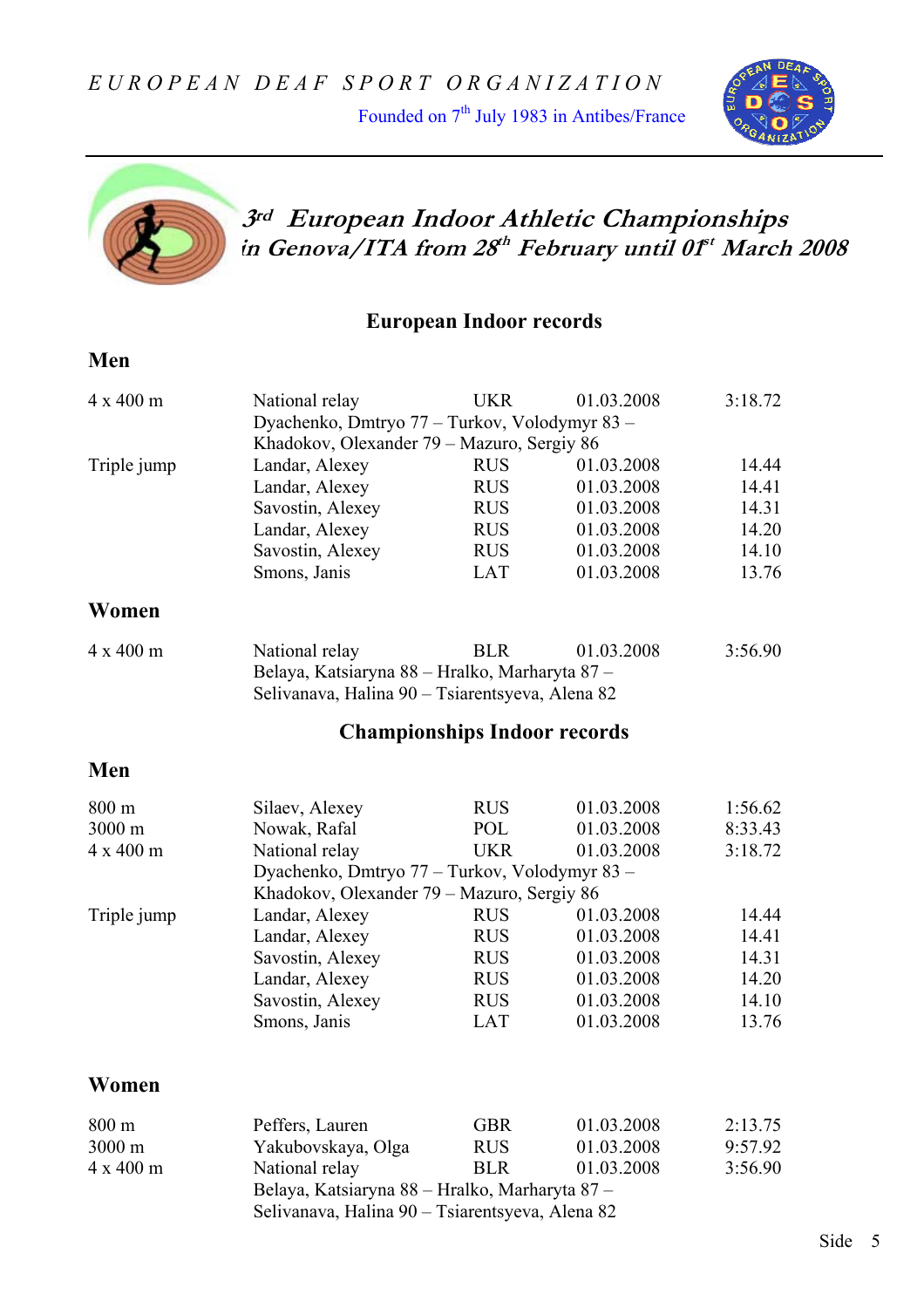E U R O P E A N   D E A F   S P O R T   O R G A N I Z A T I O N

Founded on 7th July 1983 in Antibes/France

# *3rd European Indoor Athletic Championships in Genova/ITA from 28th February until 01st March 2008*

## European Indoor records

### Men

| | | | | |
|---|---|---|---|---|
| 4 x 400 m | National relay | UKR | 01.03.2008 | 3:18.72 |
| | Dyachenko, Dmtryo 77 – Turkov, Volodymyr 83 – Khadokov, Olexander 79 – Mazuro, Sergiy 86 | | | |
| Triple jump | Landar, Alexey | RUS | 01.03.2008 | 14.44 |
| | Landar, Alexey | RUS | 01.03.2008 | 14.41 |
| | Savostin, Alexey | RUS | 01.03.2008 | 14.31 |
| | Landar, Alexey | RUS | 01.03.2008 | 14.20 |
| | Savostin, Alexey | RUS | 01.03.2008 | 14.10 |
| | Smons, Janis | LAT | 01.03.2008 | 13.76 |

### Women

| | | | | |
|---|---|---|---|---|
| 4 x 400 m | National relay | BLR | 01.03.2008 | 3:56.90 |
| | Belaya, Katsiaryna 88 – Hralko, Marharyta 87 – Selivanava, Halina 90 – Tsiarentsyeva, Alena 82 | | | |

## Championships Indoor records

### Men

| | | | | |
|---|---|---|---|---|
| 800 m | Silaev, Alexey | RUS | 01.03.2008 | 1:56.62 |
| 3000 m | Nowak, Rafal | POL | 01.03.2008 | 8:33.43 |
| 4 x 400 m | National relay | UKR | 01.03.2008 | 3:18.72 |
| | Dyachenko, Dmtryo 77 – Turkov, Volodymyr 83 – Khadokov, Olexander 79 – Mazuro, Sergiy 86 | | | |
| Triple jump | Landar, Alexey | RUS | 01.03.2008 | 14.44 |
| | Landar, Alexey | RUS | 01.03.2008 | 14.41 |
| | Savostin, Alexey | RUS | 01.03.2008 | 14.31 |
| | Landar, Alexey | RUS | 01.03.2008 | 14.20 |
| | Savostin, Alexey | RUS | 01.03.2008 | 14.10 |
| | Smons, Janis | LAT | 01.03.2008 | 13.76 |

### Women

| | | | | |
|---|---|---|---|---|
| 800 m | Peffers, Lauren | GBR | 01.03.2008 | 2:13.75 |
| 3000 m | Yakubovskaya, Olga | RUS | 01.03.2008 | 9:57.92 |
| 4 x 400 m | National relay | BLR | 01.03.2008 | 3:56.90 |
| | Belaya, Katsiaryna 88 – Hralko, Marharyta 87 – Selivanava, Halina 90 – Tsiarentsyeva, Alena 82 | | | |